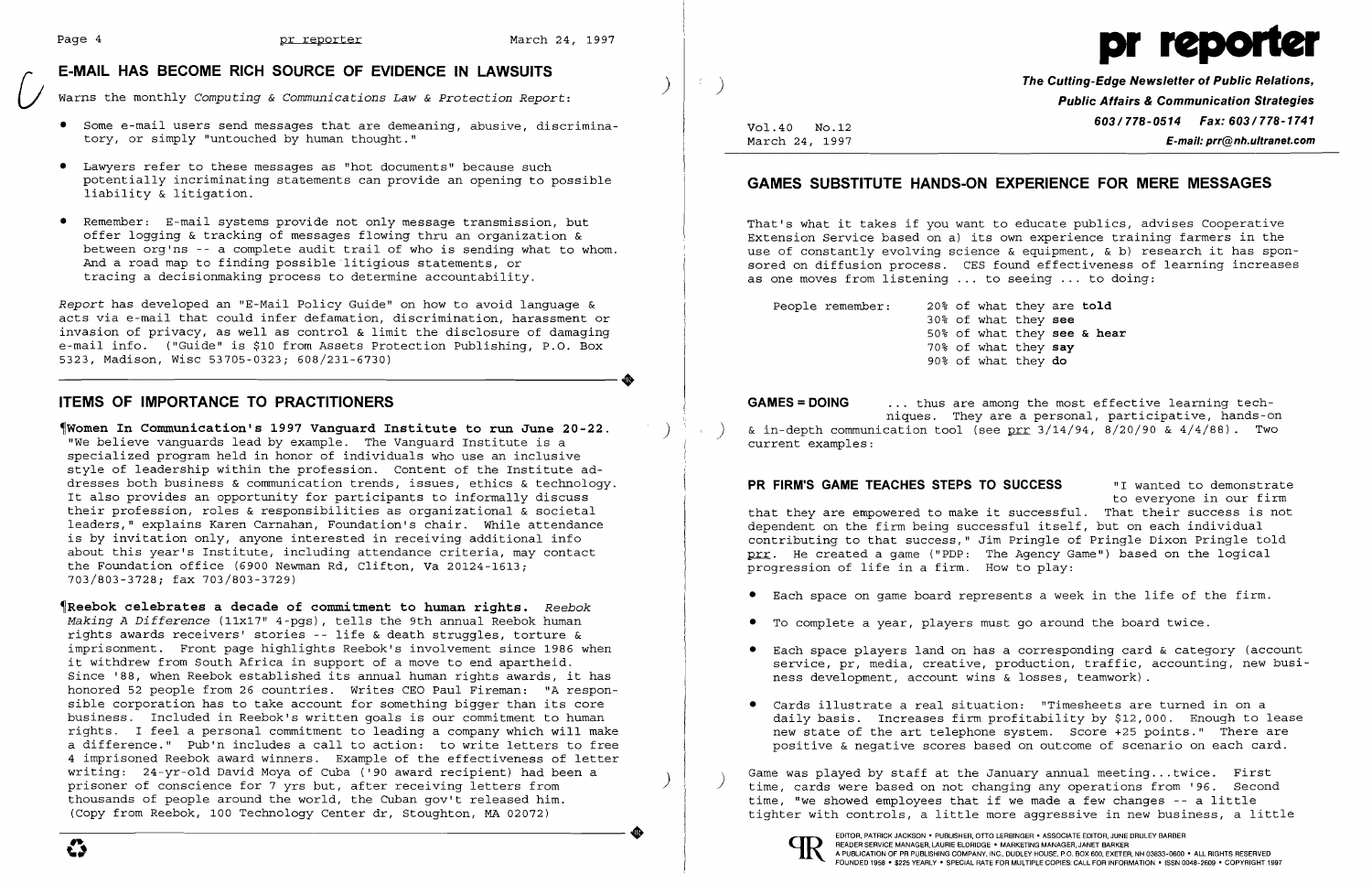## E-MAIL HAS BECOME RICH SOURCE OF EVIDENCE IN LAWSUITS

Warns the monthly *Computing & Communications Law & Protection Report*:

- Some e-mail users send messages that are demeaning, abusive, discriminatory, or simply "untouched by human thought."
- Lawyers refer to these messages as "hot documents" because such potentially incriminating statements can provide an opening to possible liability & litigation.
- Remember: E-mail systems provide not only message transmission, but offer logging & tracking of messages flowing thru an organization & between org'ns -- a complete audit trail of who is sending what to whom. And a road map to finding possible litigious statements, or tracing a decisionmaking process to determine accountability.

*Report* has developed an "E-Mail Policy Guide" on how to avoid language & acts via e-mail that could infer defamation, discrimination, harassment or invasion of privacy, as well as control & limit the disclosure of damaging e-mail info. ("Guide" is $10 from Assets Protection Publishing, P.O. Box 5323, Madison, Wisc 53705-0323; 608/231-6730)

## ITEMS OF IMPORTANCE TO PRACTITIONERS

¶**Women In Communication's 1997 Vanguard Institute to run June 20-22.** "We believe vanguards lead by example. The Vanguard Institute is a specialized program held in honor of individuals who use an inclusive style of leadership within the profession. Content of the Institute addresses both business & communication trends, issues, ethics & technology. It also provides an opportunity for participants to informally discuss their profession, roles & responsibilities as organizational & societal leaders," explains Karen Carnahan, Foundation's chair. While attendance is by invitation only, anyone interested in receiving additional info about this year's Institute, including attendance criteria, may contact the Foundation office (6900 Newman Rd, Clifton, Va 20124-1613; 703/803-3728; fax 703/803-3729)

¶**Reebok celebrates a decade of commitment to human rights.** *Reebok Making A Difference* (11x17" 4-pgs), tells the 9th annual Reebok human rights awards receivers' stories -- life & death struggles, torture & imprisonment. Front page highlights Reebok's involvement since 1986 when it withdrew from South Africa in support of a move to end apartheid. Since '88, when Reebok established its annual human rights awards, it has honored 52 people from 26 countries. Writes CEO Paul Fireman: "A responsible corporation has to take account for something bigger than its core business. Included in Reebok's written goals is our commitment to human rights. I feel a personal commitment to leading a company which will make a difference." Pub'n includes a call to action: to write letters to free 4 imprisoned Reebok award winners. Example of the effectiveness of letter writing: 24-yr-old David Moya of Cuba ('90 award recipient) had been a prisoner of conscience for 7 yrs but, after receiving letters from thousands of people around the world, the Cuban gov't released him. (Copy from Reebok, 100 Technology Center dr, Stoughton, MA 02072)

# pr reporter

**The Cutting-Edge Newsletter of Public Relations, Public Affairs & Communication Strategies**
**603/778-0514 Fax: 603/778-1741**
**E-mail: prr@nh.ultranet.com**

Vol.40 No.12
March 24, 1997

## GAMES SUBSTITUTE HANDS-ON EXPERIENCE FOR MERE MESSAGES

That's what it takes if you want to educate publics, advises Cooperative Extension Service based on a) its own experience training farmers in the use of constantly evolving science & equipment, & b) research it has sponsored on diffusion process. CES found effectiveness of learning increases as one moves from listening ... to seeing ... to doing:

People remember:
- 20% of what they are **told**
- 30% of what they **see**
- 50% of what they **see & hear**
- 70% of what they **say**
- 90% of what they **do**

**GAMES = DOING** ... thus are among the most effective learning techniques. They are a personal, participative, hands-on & in-depth communication tool (see prr 3/14/94, 8/20/90 & 4/4/88). Two current examples:

**PR FIRM'S GAME TEACHES STEPS TO SUCCESS** "I wanted to demonstrate to everyone in our firm that they are empowered to make it successful. That their success is not dependent on the firm being successful itself, but on each individual contributing to that success," Jim Pringle of Pringle Dixon Pringle told prr. He created a game ("PDP: The Agency Game") based on the logical progression of life in a firm. How to play:

- Each space on game board represents a week in the life of the firm.
- To complete a year, players must go around the board twice.
- Each space players land on has a corresponding card & category (account service, pr, media, creative, production, traffic, accounting, new business development, account wins & losses, teamwork).
- Cards illustrate a real situation: "Timesheets are turned in on a daily basis. Increases firm profitability by $12,000. Enough to lease new state of the art telephone system. Score +25 points." There are positive & negative scores based on outcome of scenario on each card.

Game was played by staff at the January annual meeting...twice. First time, cards were based on not changing any operations from '96. Second time, "we showed employees that if we made a few changes -- a little tighter with controls, a little more aggressive in new business, a little

EDITOR, PATRICK JACKSON • PUBLISHER, OTTO LERBINGER • ASSOCIATE EDITOR, JUNE DRULEY BARBER
READER SERVICE MANAGER, LAURIE ELDRIDGE • MARKETING MANAGER, JANET BARKER
A PUBLICATION OF PR PUBLISHING COMPANY, INC., DUDLEY HOUSE, P.O. BOX 600, EXETER, NH 03833-0600 • ALL RIGHTS RESERVED
FOUNDED 1958 • $225 YEARLY • SPECIAL RATE FOR MULTIPLE COPIES: CALL FOR INFORMATION • ISSN 0048-2609 • COPYRIGHT 1997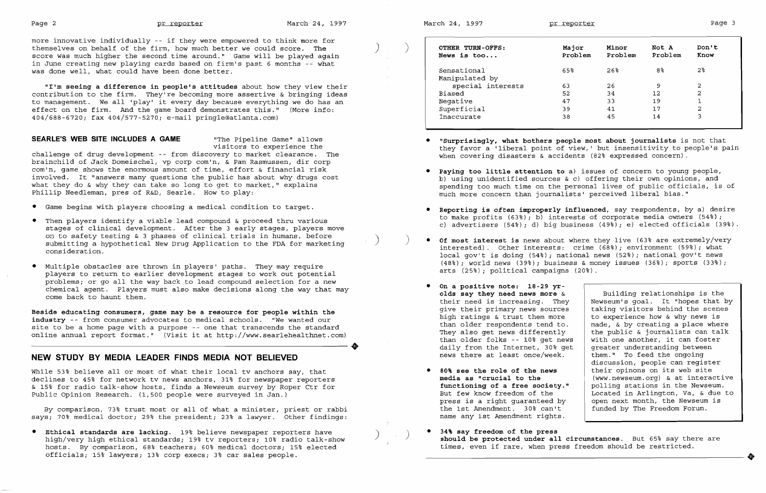more innovative individually -- if they were empowered to think more for themselves on behalf of the firm, how much better we could score. The score was much higher the second time around." Game will be played again in June creating new playing cards based on firm's past 6 months -- what was done well, what could have been done better.

**"I'm seeing a difference in people's attitudes** about how they view their contribution to the firm. They're becoming more assertive & bringing ideas to management. We all 'play' it every day because everything we do has an effect on the firm. And the game board demonstrates this." (More info: 404/688-6720; fax 404/577-5270; e-mail pringle@atlanta.com)

## SEARLE'S WEB SITE INCLUDES A GAME

"The Pipeline Game" allows visitors to experience the challenge of drug development -- from discovery to market clearance. The brainchild of Jack Domeischel, vp corp com'n, & Pam Rasmussen, dir corp com'n, game shows the enormous amount of time, effort & financial risk involved. It "answers many questions the public has about why drugs cost what they do & why they can take so long to get to market," explains Phillip Needleman, pres of R&D, Searle. How to play:

- Game begins with players choosing a medical condition to target.
- Then players identify a viable lead compound & proceed thru various stages of clinical development. After the 3 early stages, players move on to safety testing & 3 phases of clinical trials in humans, before submitting a hypothetical New Drug Application to the FDA for marketing consideration.
- Multiple obstacles are thrown in players' paths. They may require players to return to earlier development stages to work out potential problems; or go all the way back to lead compound selection for a new chemical agent. Players must also make decisions along the way that may come back to haunt them.

**Beside educating consumers, game may be a resource for people within the industry** -- from consumer advocates to medical schools. "We wanted our site to be a home page with a purpose -- one that transcends the standard online annual report format." (Visit it at http://www.searlehealthnet.com)

## NEW STUDY BY MEDIA LEADER FINDS MEDIA NOT BELIEVED

While 53% believe all or most of what their local tv anchors say, that declines to 45% for network tv news anchors, 31% for newspaper reporters & 15% for radio talk-show hosts, finds a Newseum survey by Roper Ctr for Public Opinion Research. (1,500 people were surveyed in Jan.)

By comparison, 73% trust most or all of what a minister, priest or rabbi says; 70% medical doctor; 29% the president; 23% a lawyer. Other findings:

- **Ethical standards are lacking.** 19% believe newspaper reporters have high/very high ethical standards; 19% tv reporters; 10% radio talk-show hosts. By comparison, 68% teachers; 60% medical doctors; 15% elected officials; 15% lawyers; 13% corp execs; 3% car sales people.

| OTHER TURN-OFFS: News is too... | Major Problem | Minor Problem | Not A Problem | Don't Know |
|---|---|---|---|---|
| Sensational | 65% | 26% | 8% | 2% |
| Manipulated by special interests | 63 | 26 | 9 | 2 |
| Biased | 52 | 34 | 12 | 2 |
| Negative | 47 | 33 | 19 | 1 |
| Superficial | 39 | 41 | 17 | 2 |
| Inaccurate | 38 | 45 | 14 | 3 |

- **"Surprisingly, what bothers people most about journalists** is not that they favor a 'liberal point of view,' but insensitivity to people's pain when covering disasters & accidents (82% expressed concern).
- **Paying too little attention to** a) issues of concern to young people, b) using unidentified sources & c) offering their own opinions, and spending too much time on the personal lives of public officials, is of much more concern than journalists' perceived liberal bias."
- **Reporting is *often* improperly influenced,** say respondents, by a) desire to make profits (63%); b) interests of corporate media owners (54%); c) advertisers (54%); d) big business (49%); e) elected officials (39%).
- **Of most interest is** news about where they live (63% are extremely/very interested). Other interests: crime (68%); environment (59%); what local gov't is doing (54%); national news (52%); national gov't news (48%); world news (39%); business & money issues (36%); sports (33%); arts (25%); political campaigns (20%).
- **On a positive note: 18-29 yr-olds say they need news more** & their need is increasing. They give their primary news sources high ratings & trust them more than older respondents tend to. They also get news differently than older folks -- 10% get news daily from the Internet, 30% get news there at least once/week.
- **80% see the role of the news media as "crucial to the functioning of a free society."** But few know freedom of the press is a right guaranteed by the 1st Amendment. 30% can't name any 1st Amendment rights.
- **34% say freedom of the press should be protected under all circumstances.** But 65% say there are times, even if rare, when press freedom should be restricted.

Building relationships is the Newseum's goal. It "hopes that by taking visitors behind the scenes to experience how & why news is made, & by creating a place where the public & journalists can talk with one another, it can foster greater understanding between them." To feed the ongoing discussion, people can register their opinons on its web site (www.newseum.org) & at interactive polling stations in the Newseum. Located in Arlington, Va, & due to open next month, the Newseum is funded by The Freedom Forum.